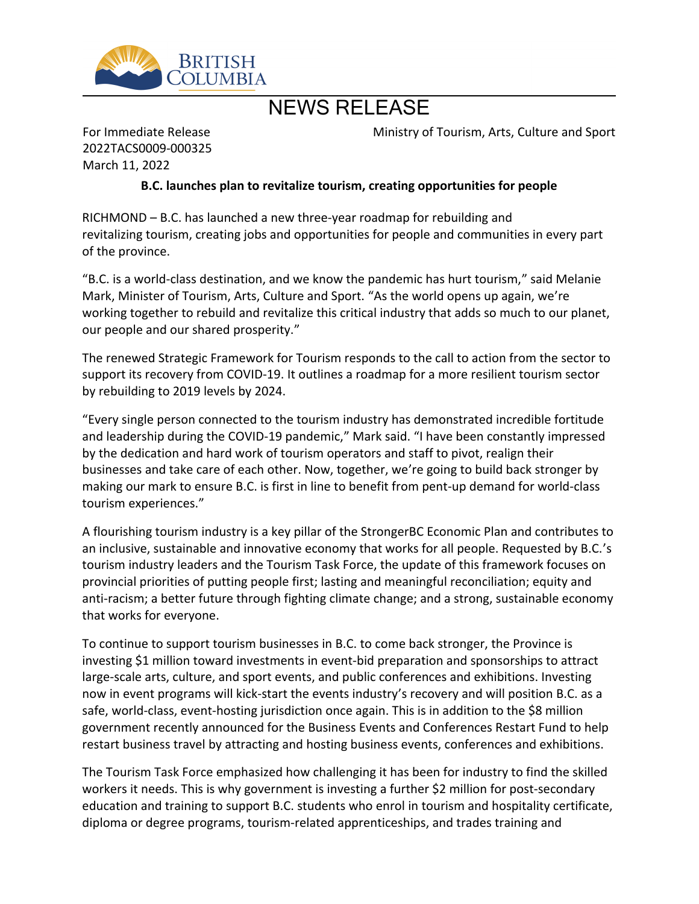# NEWS RELEASE

For Immediate Release
2022TACS0009-000325
March 11, 2022

Ministry of Tourism, Arts, Culture and Sport

**B.C. launches plan to revitalize tourism, creating opportunities for people**

RICHMOND – B.C. has launched a new three-year roadmap for rebuilding and revitalizing tourism, creating jobs and opportunities for people and communities in every part of the province.

"B.C. is a world-class destination, and we know the pandemic has hurt tourism," said Melanie Mark, Minister of Tourism, Arts, Culture and Sport. "As the world opens up again, we're working together to rebuild and revitalize this critical industry that adds so much to our planet, our people and our shared prosperity."

The renewed Strategic Framework for Tourism responds to the call to action from the sector to support its recovery from COVID-19. It outlines a roadmap for a more resilient tourism sector by rebuilding to 2019 levels by 2024.

"Every single person connected to the tourism industry has demonstrated incredible fortitude and leadership during the COVID-19 pandemic," Mark said. "I have been constantly impressed by the dedication and hard work of tourism operators and staff to pivot, realign their businesses and take care of each other. Now, together, we're going to build back stronger by making our mark to ensure B.C. is first in line to benefit from pent-up demand for world-class tourism experiences."

A flourishing tourism industry is a key pillar of the StrongerBC Economic Plan and contributes to an inclusive, sustainable and innovative economy that works for all people. Requested by B.C.'s tourism industry leaders and the Tourism Task Force, the update of this framework focuses on provincial priorities of putting people first; lasting and meaningful reconciliation; equity and anti-racism; a better future through fighting climate change; and a strong, sustainable economy that works for everyone.

To continue to support tourism businesses in B.C. to come back stronger, the Province is investing $1 million toward investments in event-bid preparation and sponsorships to attract large-scale arts, culture, and sport events, and public conferences and exhibitions. Investing now in event programs will kick-start the events industry's recovery and will position B.C. as a safe, world-class, event-hosting jurisdiction once again. This is in addition to the $8 million government recently announced for the Business Events and Conferences Restart Fund to help restart business travel by attracting and hosting business events, conferences and exhibitions.

The Tourism Task Force emphasized how challenging it has been for industry to find the skilled workers it needs. This is why government is investing a further $2 million for post-secondary education and training to support B.C. students who enrol in tourism and hospitality certificate, diploma or degree programs, tourism-related apprenticeships, and trades training and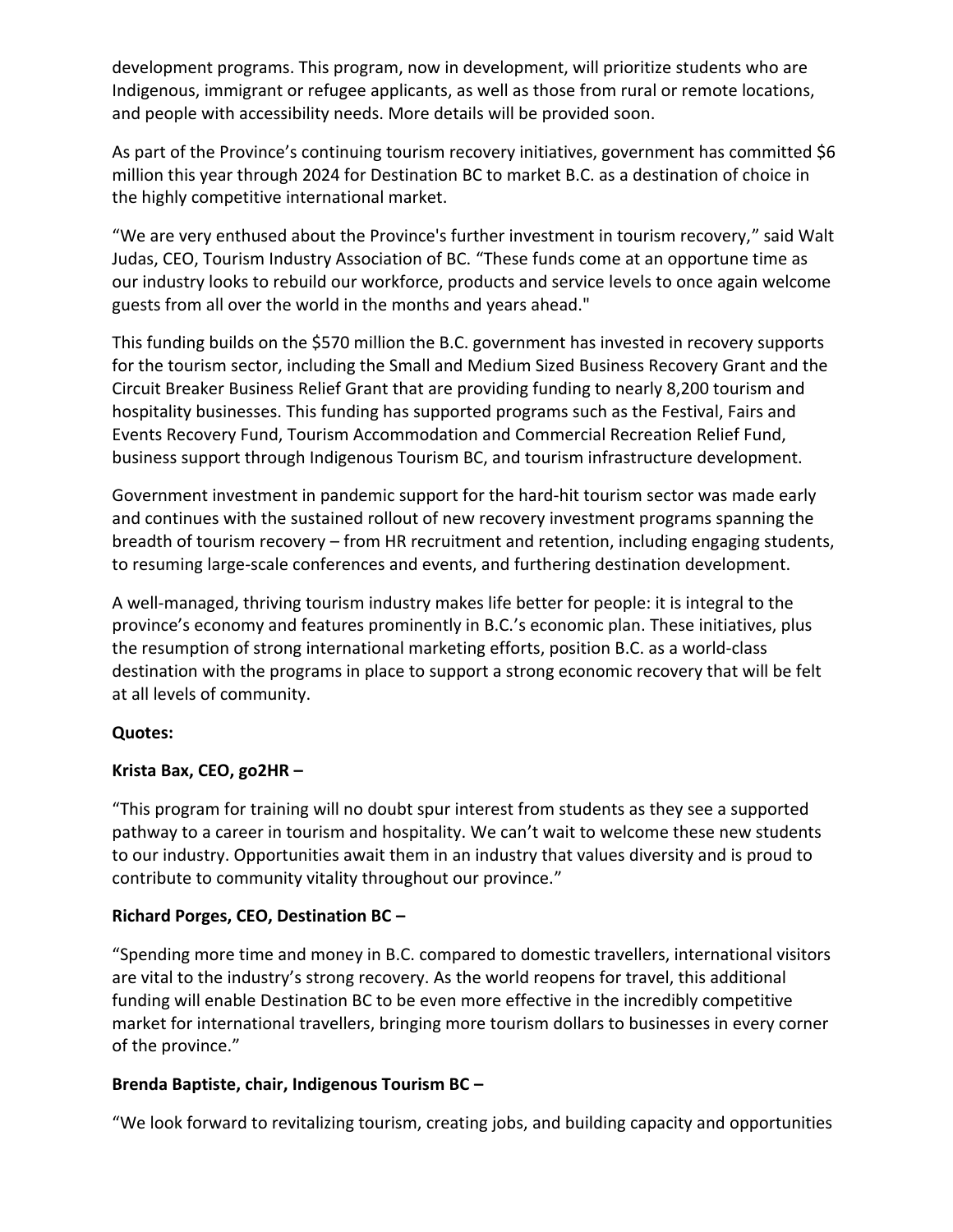development programs. This program, now in development, will prioritize students who are Indigenous, immigrant or refugee applicants, as well as those from rural or remote locations, and people with accessibility needs. More details will be provided soon.

As part of the Province's continuing tourism recovery initiatives, government has committed $6 million this year through 2024 for Destination BC to market B.C. as a destination of choice in the highly competitive international market.

"We are very enthused about the Province's further investment in tourism recovery," said Walt Judas, CEO, Tourism Industry Association of BC. "These funds come at an opportune time as our industry looks to rebuild our workforce, products and service levels to once again welcome guests from all over the world in the months and years ahead."

This funding builds on the $570 million the B.C. government has invested in recovery supports for the tourism sector, including the Small and Medium Sized Business Recovery Grant and the Circuit Breaker Business Relief Grant that are providing funding to nearly 8,200 tourism and hospitality businesses. This funding has supported programs such as the Festival, Fairs and Events Recovery Fund, Tourism Accommodation and Commercial Recreation Relief Fund, business support through Indigenous Tourism BC, and tourism infrastructure development.

Government investment in pandemic support for the hard-hit tourism sector was made early and continues with the sustained rollout of new recovery investment programs spanning the breadth of tourism recovery – from HR recruitment and retention, including engaging students, to resuming large-scale conferences and events, and furthering destination development.

A well-managed, thriving tourism industry makes life better for people: it is integral to the province's economy and features prominently in B.C.'s economic plan. These initiatives, plus the resumption of strong international marketing efforts, position B.C. as a world-class destination with the programs in place to support a strong economic recovery that will be felt at all levels of community.

**Quotes:**

**Krista Bax, CEO, go2HR –**

"This program for training will no doubt spur interest from students as they see a supported pathway to a career in tourism and hospitality. We can't wait to welcome these new students to our industry. Opportunities await them in an industry that values diversity and is proud to contribute to community vitality throughout our province."

**Richard Porges, CEO, Destination BC –**

"Spending more time and money in B.C. compared to domestic travellers, international visitors are vital to the industry's strong recovery. As the world reopens for travel, this additional funding will enable Destination BC to be even more effective in the incredibly competitive market for international travellers, bringing more tourism dollars to businesses in every corner of the province."

**Brenda Baptiste, chair, Indigenous Tourism BC –**

"We look forward to revitalizing tourism, creating jobs, and building capacity and opportunities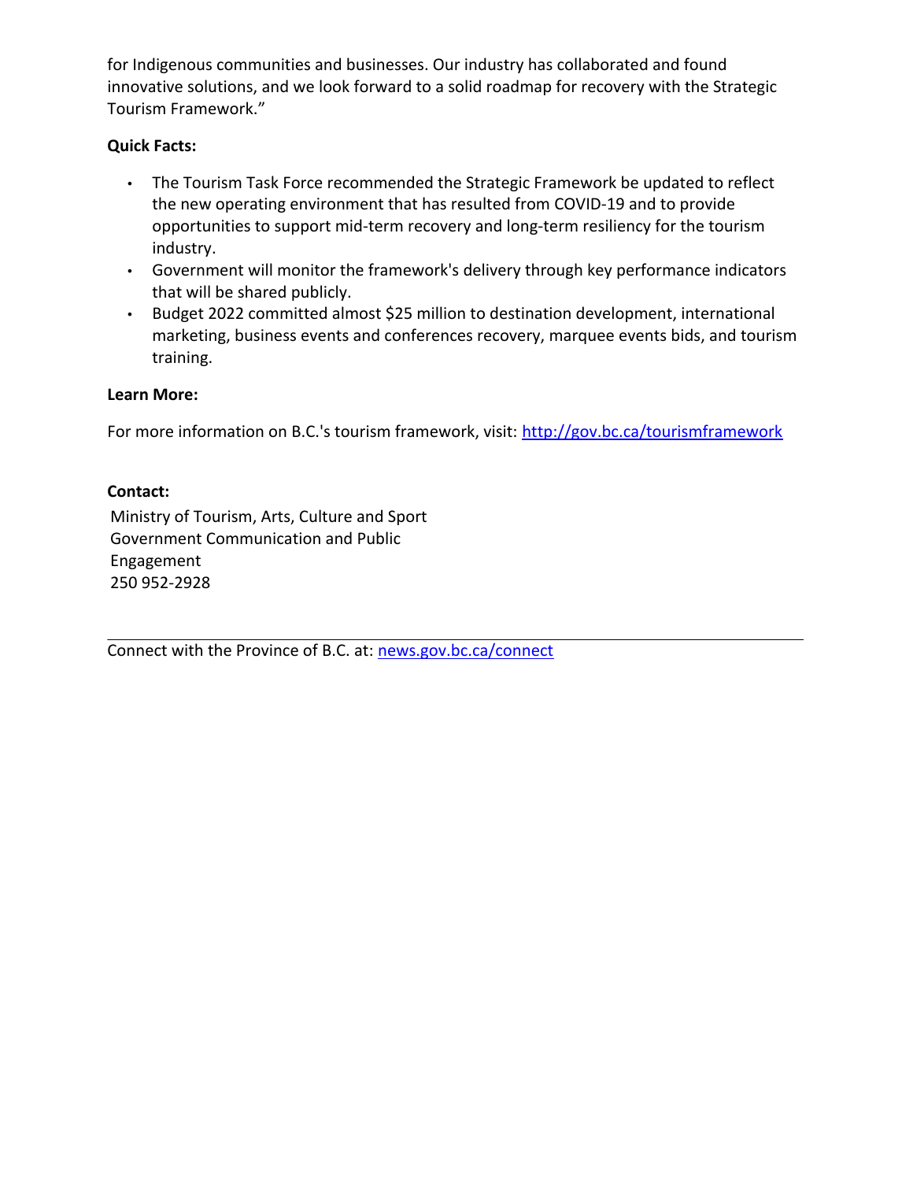for Indigenous communities and businesses. Our industry has collaborated and found innovative solutions, and we look forward to a solid roadmap for recovery with the Strategic Tourism Framework."

**Quick Facts:**

- The Tourism Task Force recommended the Strategic Framework be updated to reflect the new operating environment that has resulted from COVID-19 and to provide opportunities to support mid-term recovery and long-term resiliency for the tourism industry.
- Government will monitor the framework's delivery through key performance indicators that will be shared publicly.
- Budget 2022 committed almost $25 million to destination development, international marketing, business events and conferences recovery, marquee events bids, and tourism training.

**Learn More:**

For more information on B.C.'s tourism framework, visit: [http://gov.bc.ca/tourismframework](http://gov.bc.ca/tourismframework)

**Contact:**

Ministry of Tourism, Arts, Culture and Sport
Government Communication and Public Engagement
250 952-2928

---

Connect with the Province of B.C. at: [news.gov.bc.ca/connect](news.gov.bc.ca/connect)